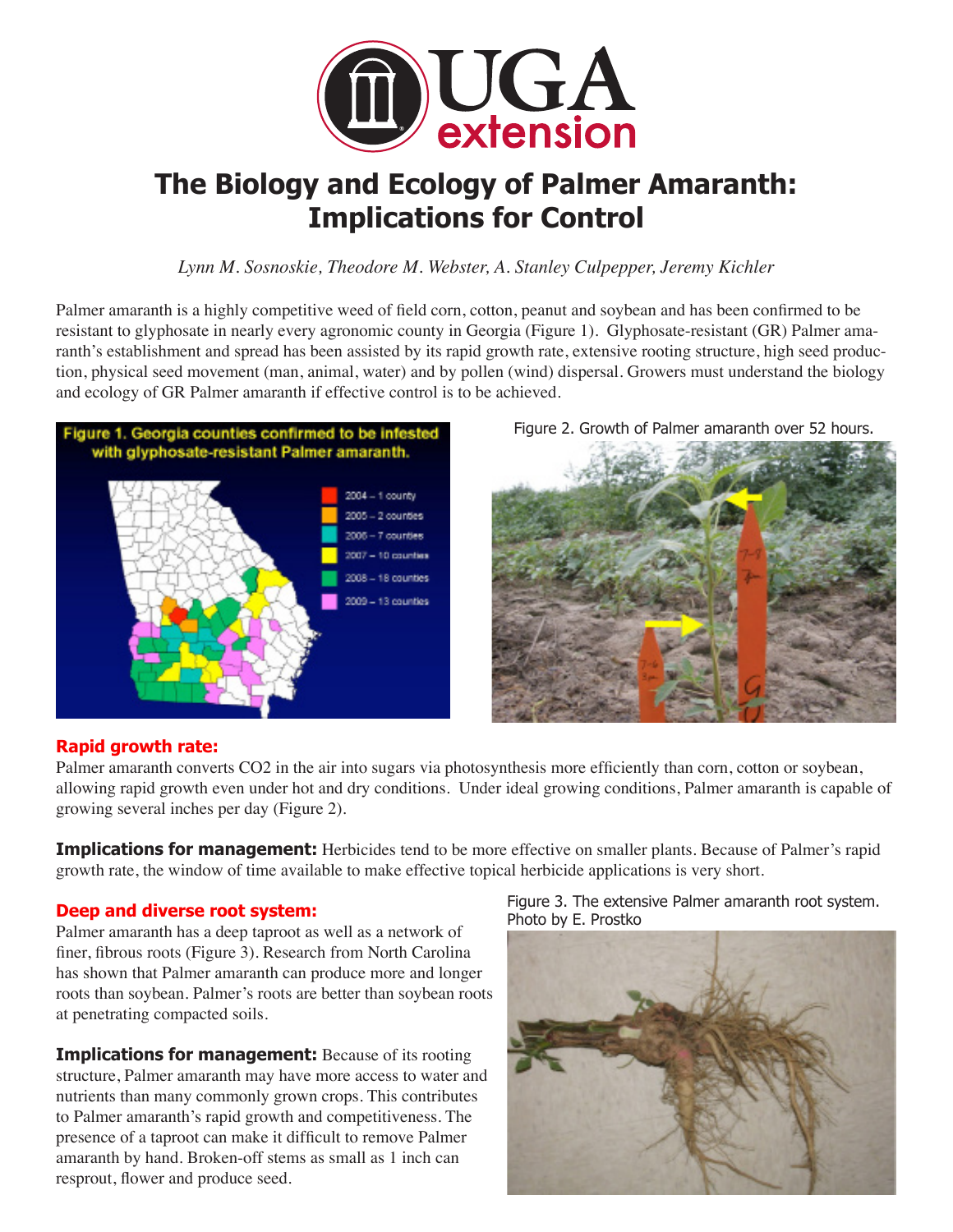# The Biology and Ecology of Palmer Amaranth: Implications for Control

*Lynn M. Sosnoskie, Theodore M. Webster, A. Stanley Culpepper, Jeremy Kichler*

Palmer amaranth is a highly competitive weed of field corn, cotton, peanut and soybean and has been confirmed to be resistant to glyphosate in nearly every agronomic county in Georgia (Figure 1). Glyphosate-resistant (GR) Palmer amaranth's establishment and spread has been assisted by its rapid growth rate, extensive rooting structure, high seed production, physical seed movement (man, animal, water) and by pollen (wind) dispersal. Growers must understand the biology and ecology of GR Palmer amaranth if effective control is to be achieved.

Figure 1. Georgia counties confirmed to be infested with glyphosate-resistant Palmer amaranth.

Figure 2. Growth of Palmer amaranth over 52 hours.

## Rapid growth rate:

Palmer amaranth converts $CO_2$ in the air into sugars via photosynthesis more efficiently than corn, cotton or soybean, allowing rapid growth even under hot and dry conditions. Under ideal growing conditions, Palmer amaranth is capable of growing several inches per day (Figure 2).

**Implications for management:** Herbicides tend to be more effective on smaller plants. Because of Palmer's rapid growth rate, the window of time available to make effective topical herbicide applications is very short.

## Deep and diverse root system:

Palmer amaranth has a deep taproot as well as a network of finer, fibrous roots (Figure 3). Research from North Carolina has shown that Palmer amaranth can produce more and longer roots than soybean. Palmer's roots are better than soybean roots at penetrating compacted soils.

**Implications for management:** Because of its rooting structure, Palmer amaranth may have more access to water and nutrients than many commonly grown crops. This contributes to Palmer amaranth's rapid growth and competitiveness. The presence of a taproot can make it difficult to remove Palmer amaranth by hand. Broken-off stems as small as 1 inch can resprout, flower and produce seed.

Figure 3. The extensive Palmer amaranth root system. Photo by E. Prostko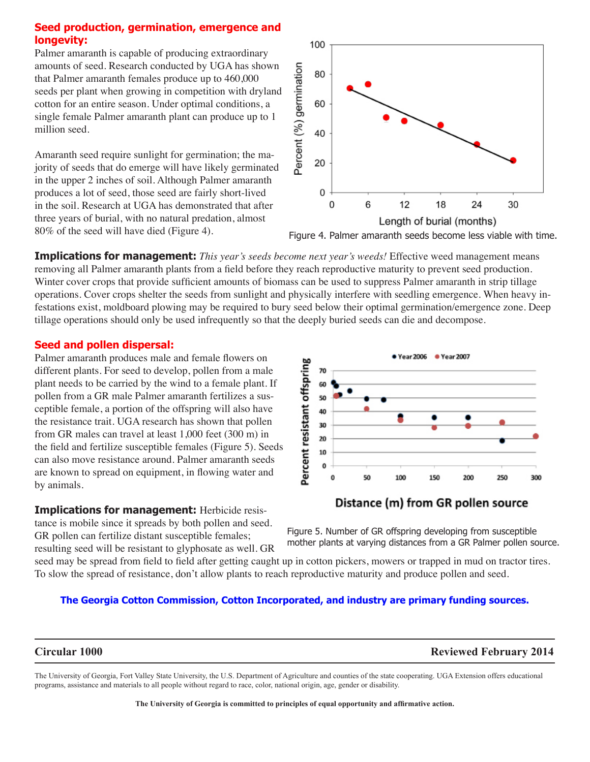## Seed production, germination, emergence and longevity:

Palmer amaranth is capable of producing extraordinary amounts of seed. Research conducted by UGA has shown that Palmer amaranth females produce up to 460,000 seeds per plant when growing in competition with dryland cotton for an entire season. Under optimal conditions, a single female Palmer amaranth plant can produce up to 1 million seed.

Amaranth seed require sunlight for germination; the majority of seeds that do emerge will have likely germinated in the upper 2 inches of soil. Although Palmer amaranth produces a lot of seed, those seed are fairly short-lived in the soil. Research at UGA has demonstrated that after three years of burial, with no natural predation, almost 80% of the seed will have died (Figure 4).

Percent (%) germination
100
80
60
40
20
0
0 6 12 18 24 30
Length of burial (months)

Figure 4. Palmer amaranth seeds become less viable with time.

**Implications for management:** *This year's seeds become next year's weeds!* Effective weed management means removing all Palmer amaranth plants from a field before they reach reproductive maturity to prevent seed production. Winter cover crops that provide sufficient amounts of biomass can be used to suppress Palmer amaranth in strip tillage operations. Cover crops shelter the seeds from sunlight and physically interfere with seedling emergence. When heavy infestations exist, moldboard plowing may be required to bury seed below their optimal germination/emergence zone. Deep tillage operations should only be used infrequently so that the deeply buried seeds can die and decompose.

## Seed and pollen dispersal:

Palmer amaranth produces male and female flowers on different plants. For seed to develop, pollen from a male plant needs to be carried by the wind to a female plant. If pollen from a GR male Palmer amaranth fertilizes a susceptible female, a portion of the offspring will also have the resistance trait. UGA research has shown that pollen from GR males can travel at least 1,000 feet (300 m) in the field and fertilize susceptible females (Figure 5). Seeds can also move resistance around. Palmer amaranth seeds are known to spread on equipment, in flowing water and by animals.

Year 2006 Year 2007
Percent resistant offspring
70
60
50
40
30
20
10
0
0 50 100 150 200 250 300
Distance (m) from GR pollen source

Figure 5. Number of GR offspring developing from susceptible mother plants at varying distances from a GR Palmer pollen source.

**Implications for management:** Herbicide resistance is mobile since it spreads by both pollen and seed. GR pollen can fertilize distant susceptible females; resulting seed will be resistant to glyphosate as well. GR seed may be spread from field to field after getting caught up in cotton pickers, mowers or trapped in mud on tractor tires. To slow the spread of resistance, don't allow plants to reach reproductive maturity and produce pollen and seed.

**The Georgia Cotton Commission, Cotton Incorporated, and industry are primary funding sources.**

**Circular 1000** **Reviewed February 2014**

The University of Georgia, Fort Valley State University, the U.S. Department of Agriculture and counties of the state cooperating. UGA Extension offers educational programs, assistance and materials to all people without regard to race, color, national origin, age, gender or disability.

**The University of Georgia is committed to principles of equal opportunity and affirmative action.**